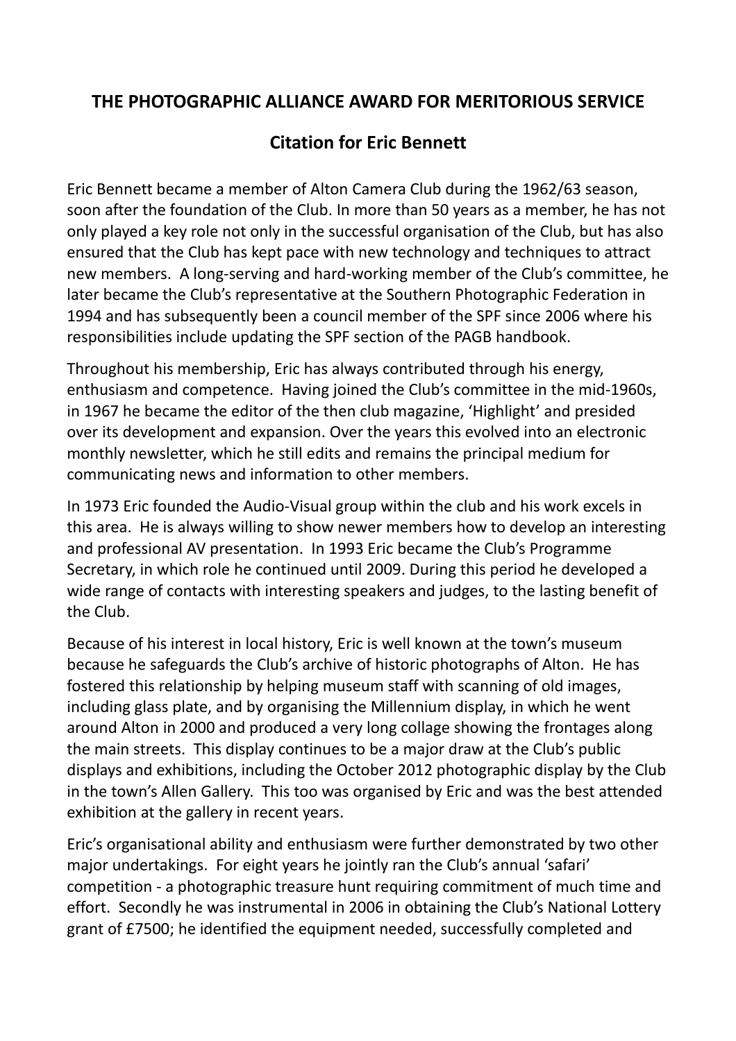## THE PHOTOGRAPHIC ALLIANCE AWARD FOR MERITORIOUS SERVICE

### Citation for Eric Bennett

Eric Bennett became a member of Alton Camera Club during the 1962/63 season, soon after the foundation of the Club. In more than 50 years as a member, he has not only played a key role not only in the successful organisation of the Club, but has also ensured that the Club has kept pace with new technology and techniques to attract new members. A long-serving and hard-working member of the Club's committee, he later became the Club's representative at the Southern Photographic Federation in 1994 and has subsequently been a council member of the SPF since 2006 where his responsibilities include updating the SPF section of the PAGB handbook.

Throughout his membership, Eric has always contributed through his energy, enthusiasm and competence. Having joined the Club's committee in the mid-1960s, in 1967 he became the editor of the then club magazine, 'Highlight' and presided over its development and expansion. Over the years this evolved into an electronic monthly newsletter, which he still edits and remains the principal medium for communicating news and information to other members.

In 1973 Eric founded the Audio-Visual group within the club and his work excels in this area. He is always willing to show newer members how to develop an interesting and professional AV presentation. In 1993 Eric became the Club's Programme Secretary, in which role he continued until 2009. During this period he developed a wide range of contacts with interesting speakers and judges, to the lasting benefit of the Club.

Because of his interest in local history, Eric is well known at the town's museum because he safeguards the Club's archive of historic photographs of Alton. He has fostered this relationship by helping museum staff with scanning of old images, including glass plate, and by organising the Millennium display, in which he went around Alton in 2000 and produced a very long collage showing the frontages along the main streets. This display continues to be a major draw at the Club's public displays and exhibitions, including the October 2012 photographic display by the Club in the town's Allen Gallery. This too was organised by Eric and was the best attended exhibition at the gallery in recent years.

Eric's organisational ability and enthusiasm were further demonstrated by two other major undertakings. For eight years he jointly ran the Club's annual 'safari' competition - a photographic treasure hunt requiring commitment of much time and effort. Secondly he was instrumental in 2006 in obtaining the Club's National Lottery grant of £7500; he identified the equipment needed, successfully completed and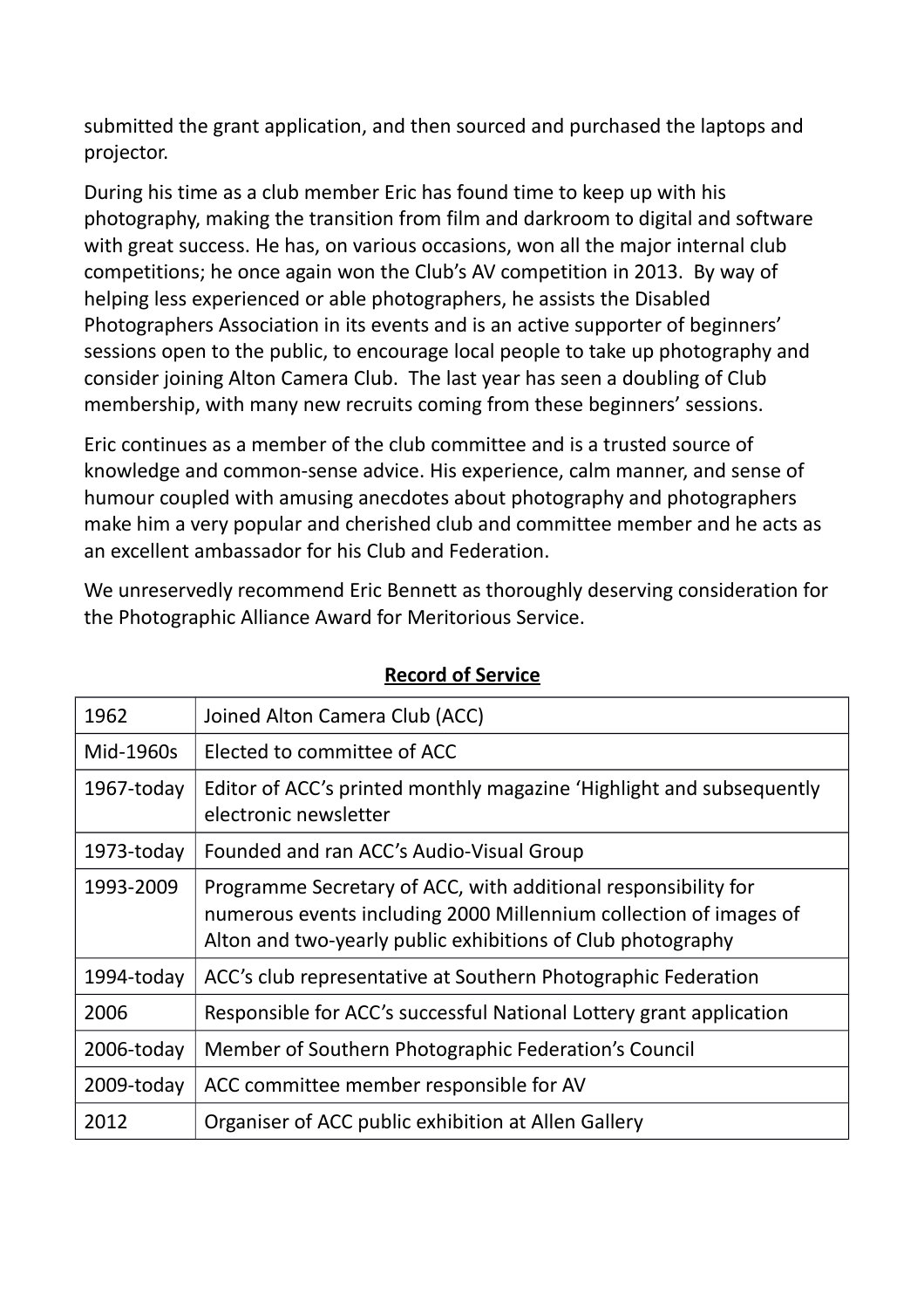submitted the grant application, and then sourced and purchased the laptops and projector.

During his time as a club member Eric has found time to keep up with his photography, making the transition from film and darkroom to digital and software with great success. He has, on various occasions, won all the major internal club competitions; he once again won the Club's AV competition in 2013. By way of helping less experienced or able photographers, he assists the Disabled Photographers Association in its events and is an active supporter of beginners' sessions open to the public, to encourage local people to take up photography and consider joining Alton Camera Club. The last year has seen a doubling of Club membership, with many new recruits coming from these beginners' sessions.

Eric continues as a member of the club committee and is a trusted source of knowledge and common-sense advice. His experience, calm manner, and sense of humour coupled with amusing anecdotes about photography and photographers make him a very popular and cherished club and committee member and he acts as an excellent ambassador for his Club and Federation.

We unreservedly recommend Eric Bennett as thoroughly deserving consideration for the Photographic Alliance Award for Meritorious Service.

**Record of Service**

| | |
|---|---|
| 1962 | Joined Alton Camera Club (ACC) |
| Mid-1960s | Elected to committee of ACC |
| 1967-today | Editor of ACC's printed monthly magazine 'Highlight and subsequently electronic newsletter |
| 1973-today | Founded and ran ACC's Audio-Visual Group |
| 1993-2009 | Programme Secretary of ACC, with additional responsibility for numerous events including 2000 Millennium collection of images of Alton and two-yearly public exhibitions of Club photography |
| 1994-today | ACC's club representative at Southern Photographic Federation |
| 2006 | Responsible for ACC's successful National Lottery grant application |
| 2006-today | Member of Southern Photographic Federation's Council |
| 2009-today | ACC committee member responsible for AV |
| 2012 | Organiser of ACC public exhibition at Allen Gallery |